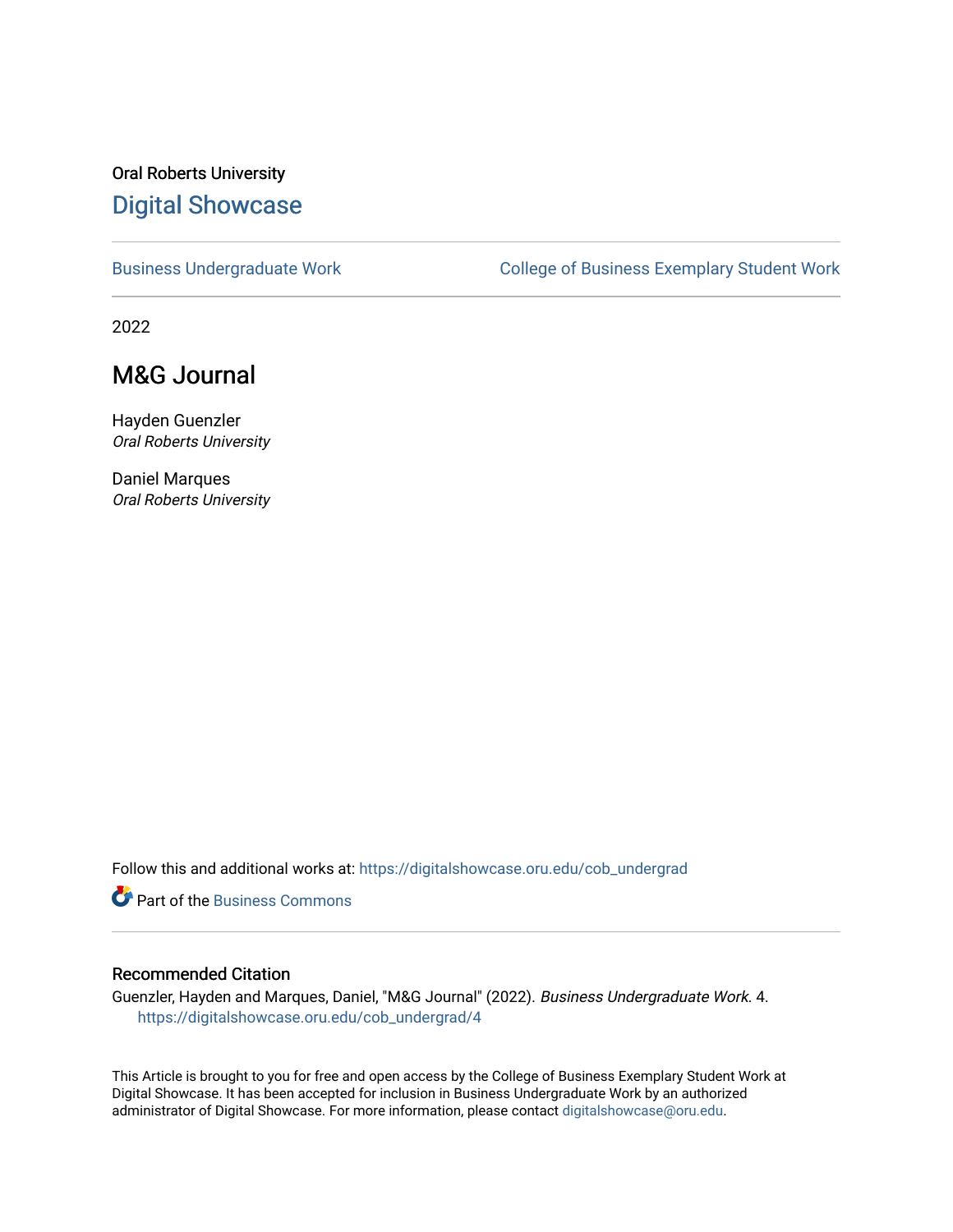Oral Roberts University

# Digital Showcase

Business Undergraduate Work | College of Business Exemplary Student Work

2022

## M&G Journal

Hayden Guenzler
*Oral Roberts University*

Daniel Marques
*Oral Roberts University*

Follow this and additional works at: https://digitalshowcase.oru.edu/cob_undergrad

Part of the Business Commons

### Recommended Citation

Guenzler, Hayden and Marques, Daniel, "M&G Journal" (2022). *Business Undergraduate Work*. 4.
https://digitalshowcase.oru.edu/cob_undergrad/4

This Article is brought to you for free and open access by the College of Business Exemplary Student Work at Digital Showcase. It has been accepted for inclusion in Business Undergraduate Work by an authorized administrator of Digital Showcase. For more information, please contact digitalshowcase@oru.edu.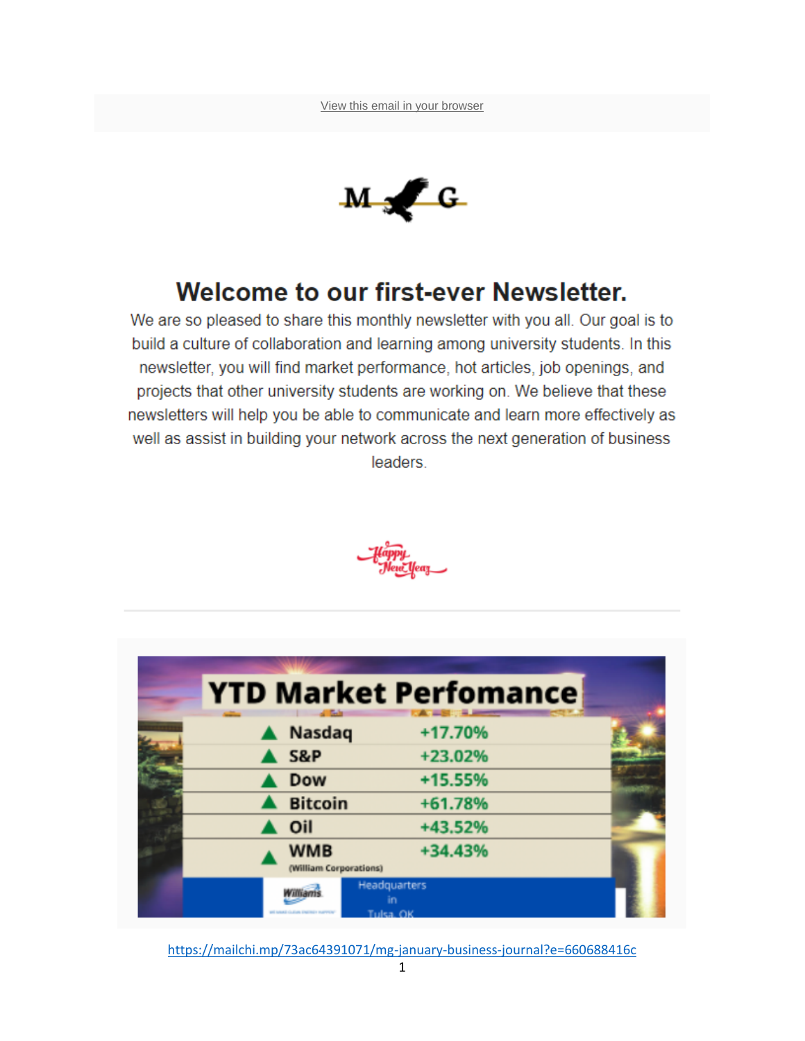View this email in your browser

M G

# Welcome to our first-ever Newsletter.

We are so pleased to share this monthly newsletter with you all. Our goal is to build a culture of collaboration and learning among university students. In this newsletter, you will find market performance, hot articles, job openings, and projects that other university students are working on. We believe that these newsletters will help you be able to communicate and learn more effectively as well as assist in building your network across the next generation of business leaders.

Happy New Year

---

## YTD Market Perfomance

| | |
|---|---|
| ▲ Nasdaq | +17.70% |
| ▲ S&P | +23.02% |
| ▲ Dow | +15.55% |
| ▲ Bitcoin | +61.78% |
| ▲ Oil | +43.52% |
| ▲ WMB (William Corporations) | +34.43% |

Williams — Headquarters in Tulsa, OK

https://mailchi.mp/73ac64391071/mg-january-business-journal?e=660688416c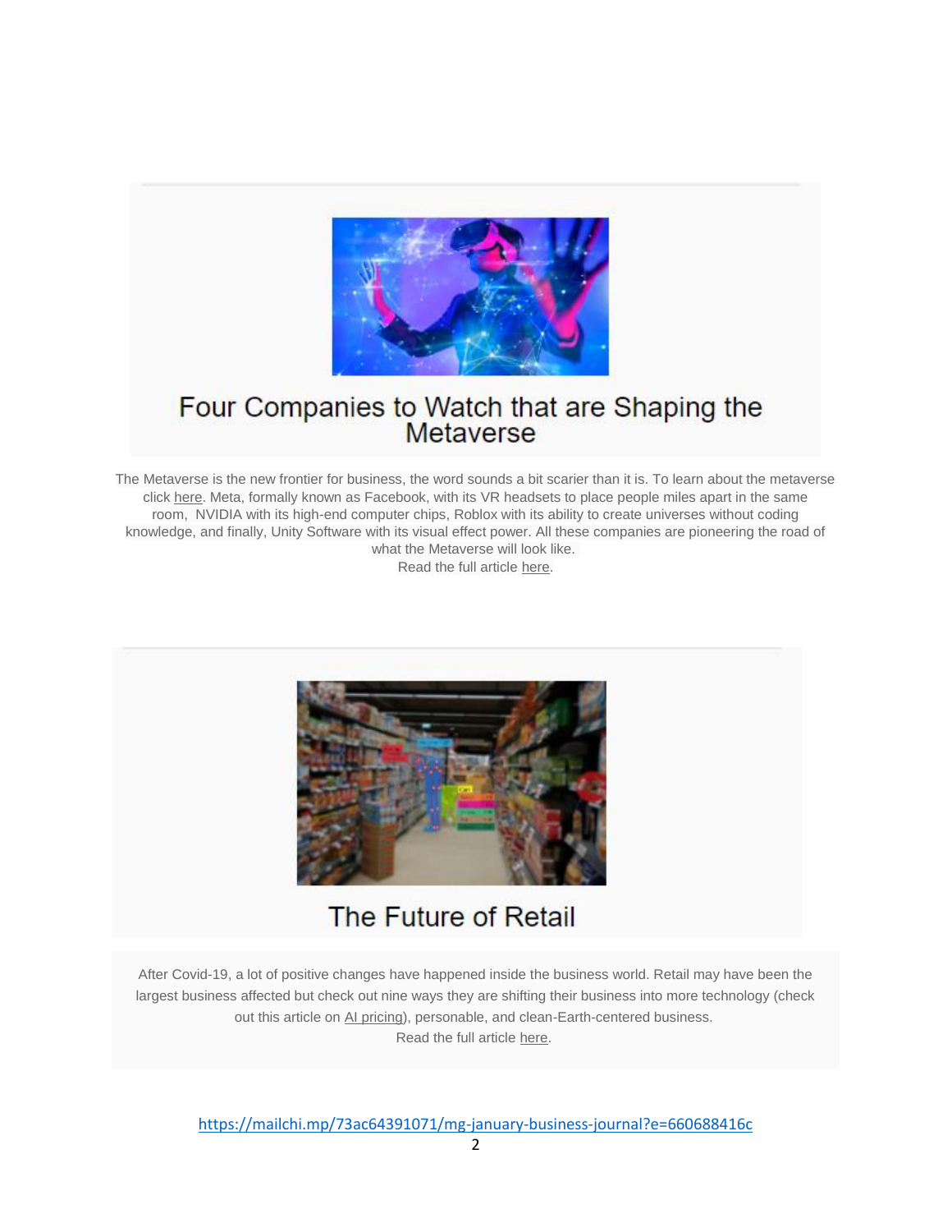## Four Companies to Watch that are Shaping the Metaverse

The Metaverse is the new frontier for business, the word sounds a bit scarier than it is. To learn about the metaverse click here. Meta, formally known as Facebook, with its VR headsets to place people miles apart in the same room, NVIDIA with its high-end computer chips, Roblox with its ability to create universes without coding knowledge, and finally, Unity Software with its visual effect power. All these companies are pioneering the road of what the Metaverse will look like.

Read the full article here.

## The Future of Retail

After Covid-19, a lot of positive changes have happened inside the business world. Retail may have been the largest business affected but check out nine ways they are shifting their business into more technology (check out this article on AI pricing), personable, and clean-Earth-centered business.

Read the full article here.

https://mailchi.mp/73ac64391071/mg-january-business-journal?e=660688416c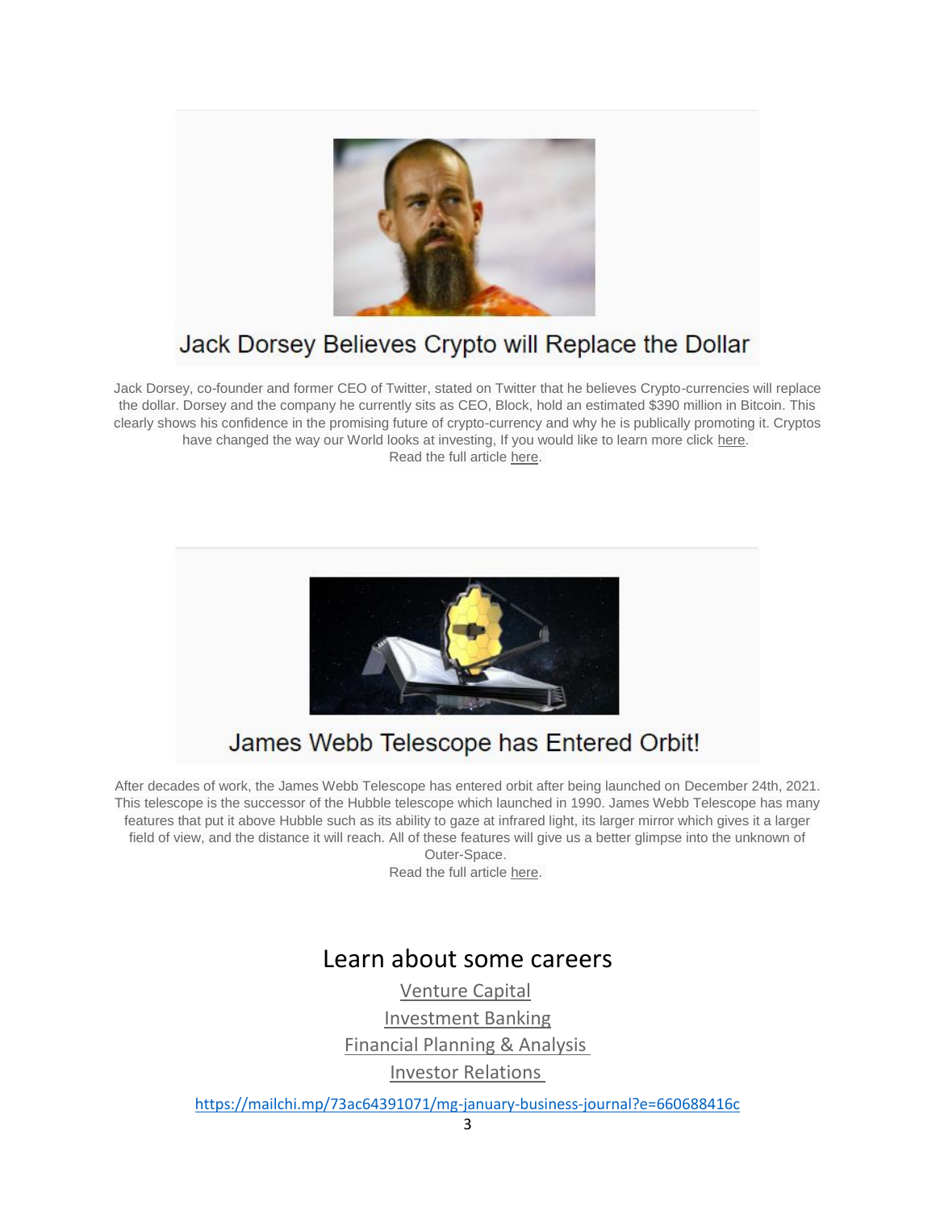## Jack Dorsey Believes Crypto will Replace the Dollar

Jack Dorsey, co-founder and former CEO of Twitter, stated on Twitter that he believes Crypto-currencies will replace the dollar. Dorsey and the company he currently sits as CEO, Block, hold an estimated $390 million in Bitcoin. This clearly shows his confidence in the promising future of crypto-currency and why he is publically promoting it. Cryptos have changed the way our World looks at investing, If you would like to learn more click here.
Read the full article here.

## James Webb Telescope has Entered Orbit!

After decades of work, the James Webb Telescope has entered orbit after being launched on December 24th, 2021. This telescope is the successor of the Hubble telescope which launched in 1990. James Webb Telescope has many features that put it above Hubble such as its ability to gaze at infrared light, its larger mirror which gives it a larger field of view, and the distance it will reach. All of these features will give us a better glimpse into the unknown of Outer-Space.
Read the full article here.

## Learn about some careers

Venture Capital

Investment Banking

Financial Planning & Analysis

Investor Relations

https://mailchi.mp/73ac64391071/mg-january-business-journal?e=660688416c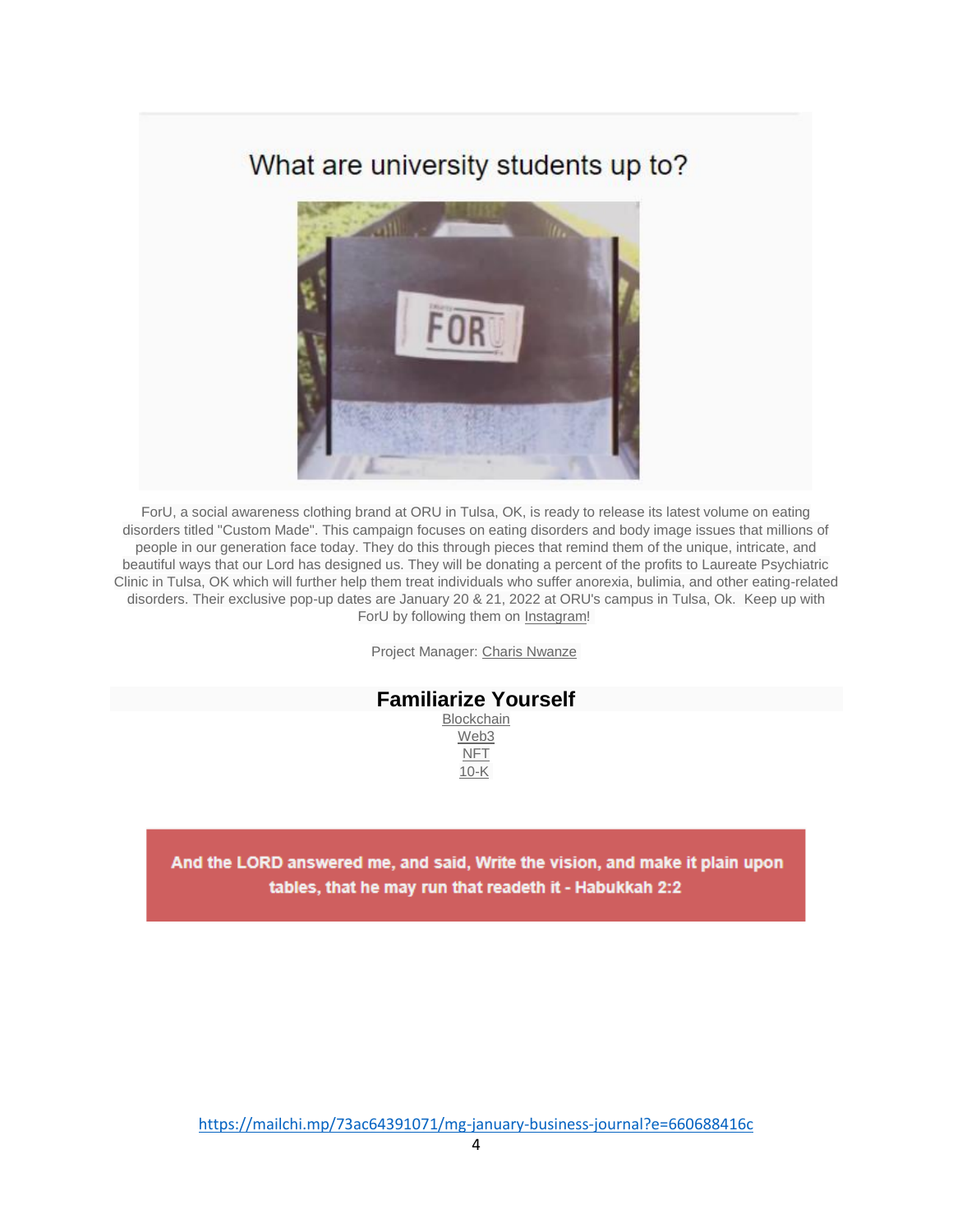## What are university students up to?

ForU, a social awareness clothing brand at ORU in Tulsa, OK, is ready to release its latest volume on eating disorders titled "Custom Made". This campaign focuses on eating disorders and body image issues that millions of people in our generation face today. They do this through pieces that remind them of the unique, intricate, and beautiful ways that our Lord has designed us. They will be donating a percent of the profits to Laureate Psychiatric Clinic in Tulsa, OK which will further help them treat individuals who suffer anorexia, bulimia, and other eating-related disorders. Their exclusive pop-up dates are January 20 & 21, 2022 at ORU's campus in Tulsa, Ok. Keep up with ForU by following them on Instagram!

Project Manager: Charis Nwanze

## Familiarize Yourself

Blockchain
Web3
NFT
10-K

**And the LORD answered me, and said, Write the vision, and make it plain upon tables, that he may run that readeth it - Habukkah 2:2**

https://mailchi.mp/73ac64391071/mg-january-business-journal?e=660688416c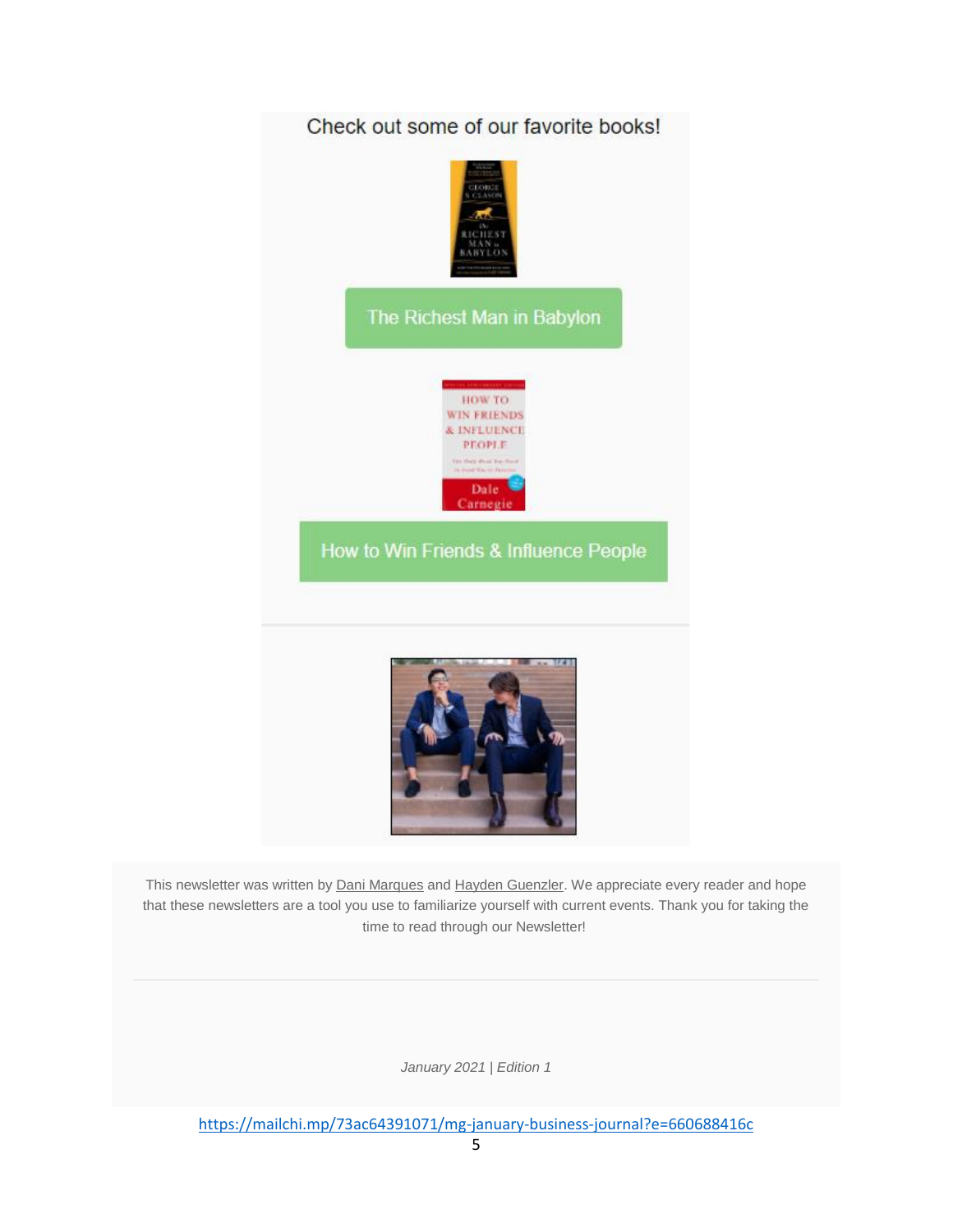Check out some of our favorite books!

The Richest Man in Babylon

How to Win Friends & Influence People

This newsletter was written by Dani Marques and Hayden Guenzler. We appreciate every reader and hope that these newsletters are a tool you use to familiarize yourself with current events. Thank you for taking the time to read through our Newsletter!

*January 2021 | Edition 1*

https://mailchi.mp/73ac64391071/mg-january-business-journal?e=660688416c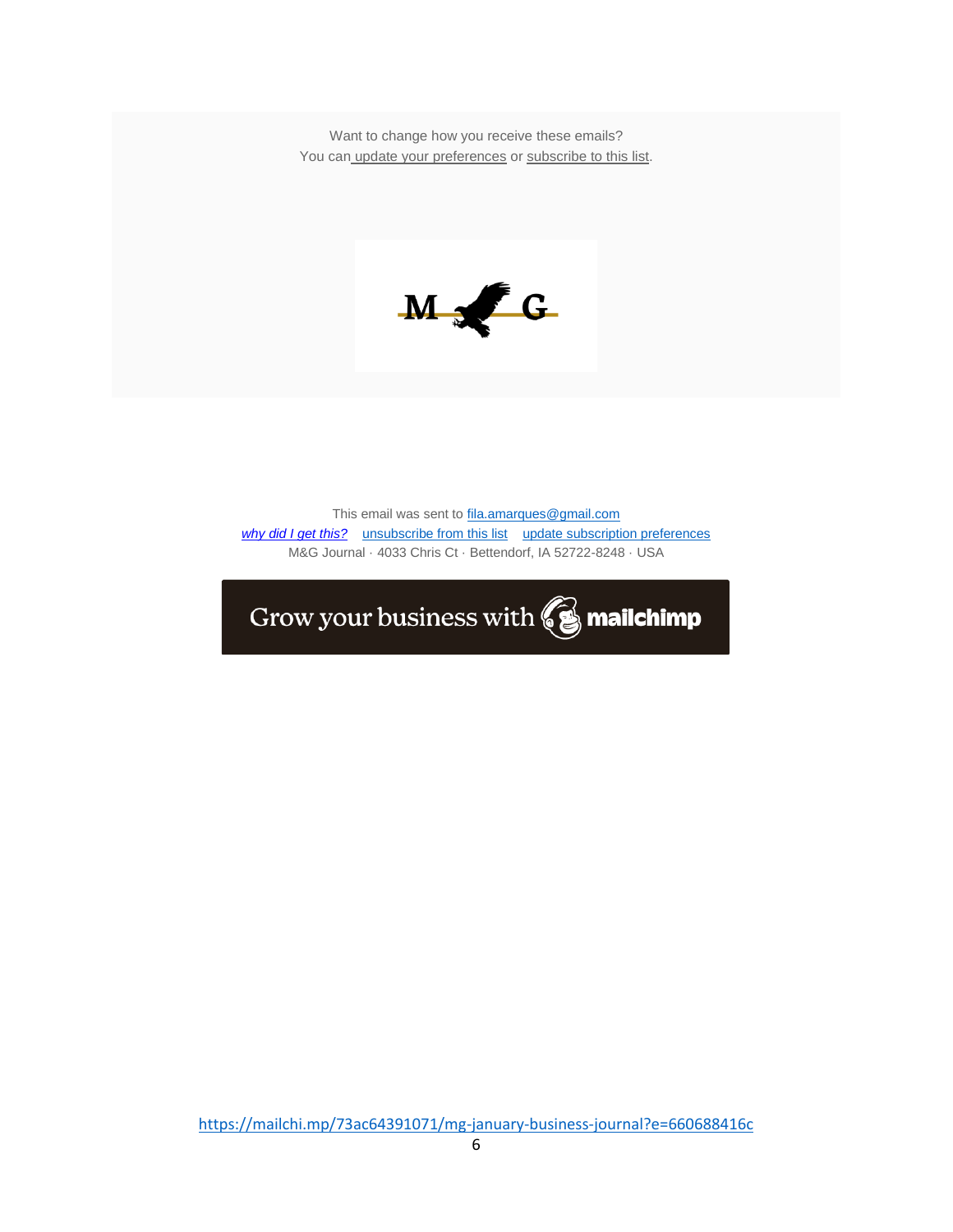Want to change how you receive these emails?
You can update your preferences or subscribe to this list.

M G

This email was sent to fila.amarques@gmail.com
*why did I get this?* unsubscribe from this list update subscription preferences
M&G Journal · 4033 Chris Ct · Bettendorf, IA 52722-8248 · USA

Grow your business with mailchimp

https://mailchi.mp/73ac64391071/mg-january-business-journal?e=660688416c